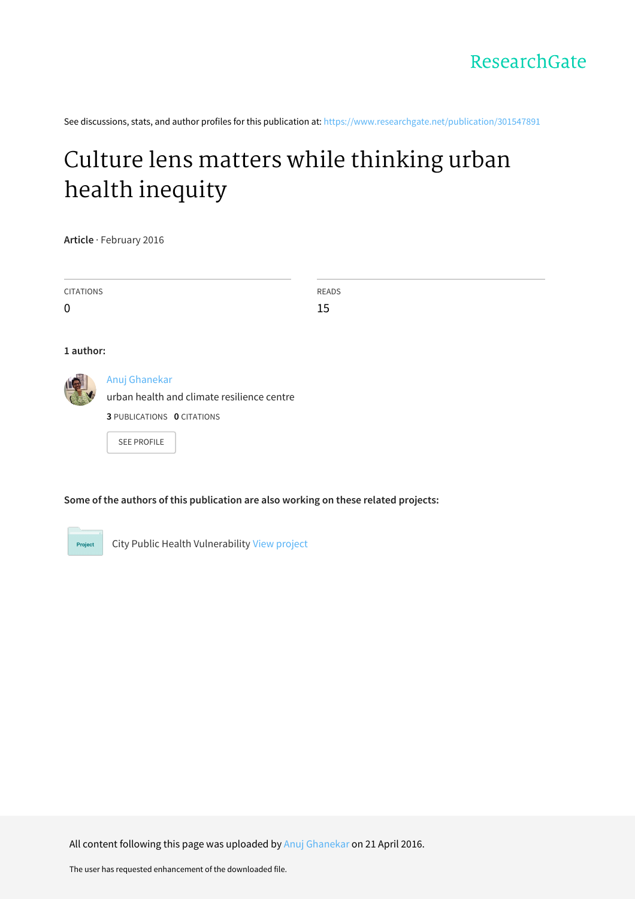ResearchGate

See discussions, stats, and author profiles for this publication at: https://www.researchgate.net/publication/301547891

# Culture lens matters while thinking urban health inequity

**Article** · February 2016

| CITATIONS | READS |
| --- | --- |
| 0 | 15 |

**1 author:**

Anuj Ghanekar
urban health and climate resilience centre

**3** PUBLICATIONS **0** CITATIONS

SEE PROFILE

**Some of the authors of this publication are also working on these related projects:**

Project

City Public Health Vulnerability View project

All content following this page was uploaded by Anuj Ghanekar on 21 April 2016.

The user has requested enhancement of the downloaded file.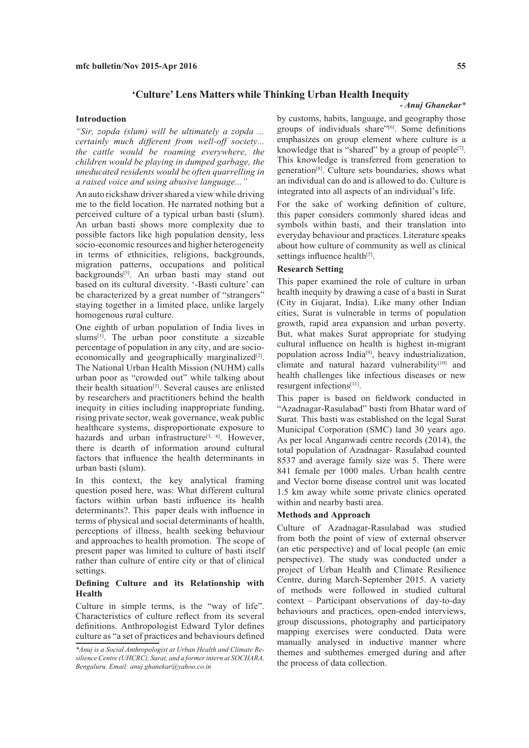## 'Culture' Lens Matters while Thinking Urban Health Inequity

*- Anuj Ghanekar\**

### Introduction

*"Sir, zopda (slum) will be ultimately a zopda ... certainly much different from well-off society... the cattle would be roaming everywhere, the children would be playing in dumped garbage, the uneducated residents would be often quarrelling in a raised voice and using abusive language..."*

An auto rickshaw driver shared a view while driving me to the field location. He narrated nothing but a perceived culture of a typical urban basti (slum). An urban basti shows more complexity due to possible factors like high population density, less socio-economic resources and higher heterogeneity in terms of ethnicities, religions, backgrounds, migration patterns, occupations and political backgrounds[5]. An urban basti may stand out based on its cultural diversity. '-Basti culture' can be characterized by a great number of "strangers" staying together in a limited place, unlike largely homogenous rural culture.

One eighth of urban population of India lives in slums[1]. The urban poor constitute a sizeable percentage of population in any city, and are socio-economically and geographically marginalized[2]. The National Urban Health Mission (NUHM) calls urban poor as "crowded out" while talking about their health situation[3]. Several causes are enlisted by researchers and practitioners behind the health inequity in cities including inappropriate funding, rising private sector, weak governance, weak public healthcare systems, disproportionate exposure to hazards and urban infrastructure[3, 4]. However, there is dearth of information around cultural factors that influence the health determinants in urban basti (slum).

In this context, the key analytical framing question posed here, was: What different cultural factors within urban basti influence its health determinants?. This paper deals with influence in terms of physical and social determinants of health, perceptions of illness, health seeking behaviour and approaches to health promotion. The scope of present paper was limited to culture of basti itself rather than culture of entire city or that of clinical settings.

### Defining Culture and its Relationship with Health

Culture in simple terms, is the "way of life". Characteristics of culture reflect from its several definitions. Anthropologist Edward Tylor defines culture as "a set of practices and behaviours defined by customs, habits, language, and geography those groups of individuals share"[6]. Some definitions emphasizes on group element where culture is a knowledge that is "shared" by a group of people[7]. This knowledge is transferred from generation to generation[8]. Culture sets boundaries, shows what an individual can do and is allowed to do. Culture is integrated into all aspects of an individual's life.

For the sake of working definition of culture, this paper considers commonly shared ideas and symbols within basti, and their translation into everyday behaviour and practices. Literature speaks about how culture of community as well as clinical settings influence health[5].

### Research Setting

This paper examined the role of culture in urban health inequity by drawing a case of a basti in Surat (City in Gujarat, India). Like many other Indian cities, Surat is vulnerable in terms of population growth, rapid area expansion and urban poverty. But, what makes Surat appropriate for studying cultural influence on health is highest in-migrant population across India[9], heavy industrialization, climate and natural hazard vulnerability[10] and health challenges like infectious diseases or new resurgent infections[11].

This paper is based on fieldwork conducted in "Azadnagar-Rasulabad" basti from Bhatar ward of Surat. This basti was established on the legal Surat Municipal Corporation (SMC) land 30 years ago. As per local Anganwadi centre records (2014), the total population of Azadnagar- Rasulabad counted 8537 and average family size was 5. There were 841 female per 1000 males. Urban health centre and Vector borne disease control unit was located 1.5 km away while some private clinics operated within and nearby basti area.

### Methods and Approach

Culture of Azadnagar-Rasulabad was studied from both the point of view of external observer (an etic perspective) and of local people (an emic perspective). The study was conducted under a project of Urban Health and Climate Resilience Centre, during March-September 2015. A variety of methods were followed in studied cultural context – Participant observations of day-to-day behaviours and practices, open-ended interviews, group discussions, photography and participatory mapping exercises were conducted. Data were manually analysed in inductive manner where themes and subthemes emerged during and after the process of data collection.

*\*Anuj is a Social Anthropologist at Urban Health and Climate Resilience Centre (UHCRC), Surat, and a former intern at SOCHARA, Bengaluru. Email: anuj.ghanekar@yahoo.co.in*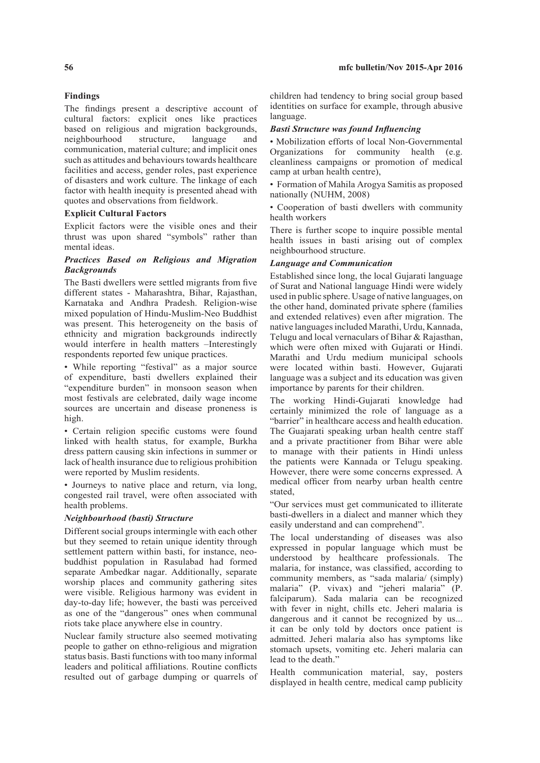### Findings

The findings present a descriptive account of cultural factors: explicit ones like practices based on religious and migration backgrounds, neighbourhood structure, language and communication, material culture; and implicit ones such as attitudes and behaviours towards healthcare facilities and access, gender roles, past experience of disasters and work culture. The linkage of each factor with health inequity is presented ahead with quotes and observations from fieldwork.

### Explicit Cultural Factors

Explicit factors were the visible ones and their thrust was upon shared "symbols" rather than mental ideas.

#### *Practices Based on Religious and Migration Backgrounds*

The Basti dwellers were settled migrants from five different states - Maharashtra, Bihar, Rajasthan, Karnataka and Andhra Pradesh. Religion-wise mixed population of Hindu-Muslim-Neo Buddhist was present. This heterogeneity on the basis of ethnicity and migration backgrounds indirectly would interfere in health matters –Interestingly respondents reported few unique practices.

- While reporting "festival" as a major source of expenditure, basti dwellers explained their "expenditure burden" in monsoon season when most festivals are celebrated, daily wage income sources are uncertain and disease proneness is high.
- Certain religion specific customs were found linked with health status, for example, Burkha dress pattern causing skin infections in summer or lack of health insurance due to religious prohibition were reported by Muslim residents.
- Journeys to native place and return, via long, congested rail travel, were often associated with health problems.

#### *Neighbourhood (basti) Structure*

Different social groups intermingle with each other but they seemed to retain unique identity through settlement pattern within basti, for instance, neo-buddhist population in Rasulabad had formed separate Ambedkar nagar. Additionally, separate worship places and community gathering sites were visible. Religious harmony was evident in day-to-day life; however, the basti was perceived as one of the "dangerous" ones when communal riots take place anywhere else in country.

Nuclear family structure also seemed motivating people to gather on ethno-religious and migration status basis. Basti functions with too many informal leaders and political affiliations. Routine conflicts resulted out of garbage dumping or quarrels of children had tendency to bring social group based identities on surface for example, through abusive language.

#### *Basti Structure was found Influencing*

- Mobilization efforts of local Non-Governmental Organizations for community health (e.g. cleanliness campaigns or promotion of medical camp at urban health centre),
- Formation of Mahila Arogya Samitis as proposed nationally (NUHM, 2008)
- Cooperation of basti dwellers with community health workers

There is further scope to inquire possible mental health issues in basti arising out of complex neighbourhood structure.

#### *Language and Communication*

Established since long, the local Gujarati language of Surat and National language Hindi were widely used in public sphere. Usage of native languages, on the other hand, dominated private sphere (families and extended relatives) even after migration. The native languages included Marathi, Urdu, Kannada, Telugu and local vernaculars of Bihar & Rajasthan, which were often mixed with Gujarati or Hindi. Marathi and Urdu medium municipal schools were located within basti. However, Gujarati language was a subject and its education was given importance by parents for their children.

The working Hindi-Gujarati knowledge had certainly minimized the role of language as a "barrier" in healthcare access and health education. The Guajarati speaking urban health centre staff and a private practitioner from Bihar were able to manage with their patients in Hindi unless the patients were Kannada or Telugu speaking. However, there were some concerns expressed. A medical officer from nearby urban health centre stated,

"Our services must get communicated to illiterate basti-dwellers in a dialect and manner which they easily understand and can comprehend".

The local understanding of diseases was also expressed in popular language which must be understood by healthcare professionals. The malaria, for instance, was classified, according to community members, as "sada malaria/ (simply) malaria" (P. vivax) and "jeheri malaria" (P. falciparum). Sada malaria can be recognized with fever in night, chills etc. Jeheri malaria is dangerous and it cannot be recognized by us... it can be only told by doctors once patient is admitted. Jeheri malaria also has symptoms like stomach upsets, vomiting etc. Jeheri malaria can lead to the death."

Health communication material, say, posters displayed in health centre, medical camp publicity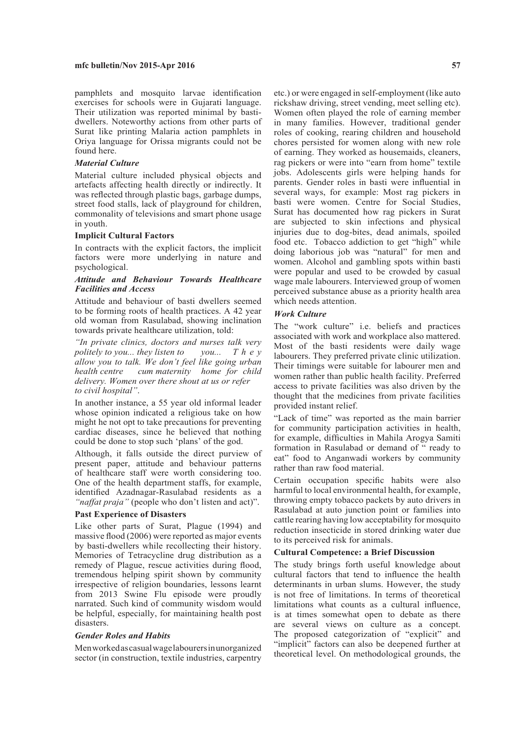pamphlets and mosquito larvae identification exercises for schools were in Gujarati language. Their utilization was reported minimal by basti-dwellers. Noteworthy actions from other parts of Surat like printing Malaria action pamphlets in Oriya language for Orissa migrants could not be found here.

#### *Material Culture*

Material culture included physical objects and artefacts affecting health directly or indirectly. It was reflected through plastic bags, garbage dumps, street food stalls, lack of playground for children, commonality of televisions and smart phone usage in youth.

### Implicit Cultural Factors

In contracts with the explicit factors, the implicit factors were more underlying in nature and psychological.

#### *Attitude and Behaviour Towards Healthcare Facilities and Access*

Attitude and behaviour of basti dwellers seemed to be forming roots of health practices. A 42 year old woman from Rasulabad, showing inclination towards private healthcare utilization, told:

*"In private clinics, doctors and nurses talk very politely to you... they listen to you... They allow you to talk. We don't feel like going urban health centre cum maternity home for child delivery. Women over there shout at us or refer to civil hospital".*

In another instance, a 55 year old informal leader whose opinion indicated a religious take on how might he not opt to take precautions for preventing cardiac diseases, since he believed that nothing could be done to stop such 'plans' of the god.

Although, it falls outside the direct purview of present paper, attitude and behaviour patterns of healthcare staff were worth considering too. One of the health department staffs, for example, identified Azadnagar-Rasulabad residents as a *"naffat praja"* (people who don't listen and act)".

### Past Experience of Disasters

Like other parts of Surat, Plague (1994) and massive flood (2006) were reported as major events by basti-dwellers while recollecting their history. Memories of Tetracycline drug distribution as a remedy of Plague, rescue activities during flood, tremendous helping spirit shown by community irrespective of religion boundaries, lessons learnt from 2013 Swine Flu episode were proudly narrated. Such kind of community wisdom would be helpful, especially, for maintaining health post disasters.

#### *Gender Roles and Habits*

Men worked as casual wage labourers in unorganized sector (in construction, textile industries, carpentry etc.) or were engaged in self-employment (like auto rickshaw driving, street vending, meet selling etc). Women often played the role of earning member in many families. However, traditional gender roles of cooking, rearing children and household chores persisted for women along with new role of earning. They worked as housemaids, cleaners, rag pickers or were into "earn from home" textile jobs. Adolescents girls were helping hands for parents. Gender roles in basti were influential in several ways, for example: Most rag pickers in basti were women. Centre for Social Studies, Surat has documented how rag pickers in Surat are subjected to skin infections and physical injuries due to dog-bites, dead animals, spoiled food etc. Tobacco addiction to get "high" while doing laborious job was "natural" for men and women. Alcohol and gambling spots within basti were popular and used to be crowded by casual wage male labourers. Interviewed group of women perceived substance abuse as a priority health area which needs attention.

#### *Work Culture*

The "work culture" i.e. beliefs and practices associated with work and workplace also mattered. Most of the basti residents were daily wage labourers. They preferred private clinic utilization. Their timings were suitable for labourer men and women rather than public health facility. Preferred access to private facilities was also driven by the thought that the medicines from private facilities provided instant relief.

"Lack of time" was reported as the main barrier for community participation activities in health, for example, difficulties in Mahila Arogya Samiti formation in Rasulabad or demand of " ready to eat" food to Anganwadi workers by community rather than raw food material.

Certain occupation specific habits were also harmful to local environmental health, for example, throwing empty tobacco packets by auto drivers in Rasulabad at auto junction point or families into cattle rearing having low acceptability for mosquito reduction insecticide in stored drinking water due to its perceived risk for animals.

### Cultural Competence: a Brief Discussion

The study brings forth useful knowledge about cultural factors that tend to influence the health determinants in urban slums. However, the study is not free of limitations. In terms of theoretical limitations what counts as a cultural influence, is at times somewhat open to debate as there are several views on culture as a concept. The proposed categorization of "explicit" and "implicit" factors can also be deepened further at theoretical level. On methodological grounds, the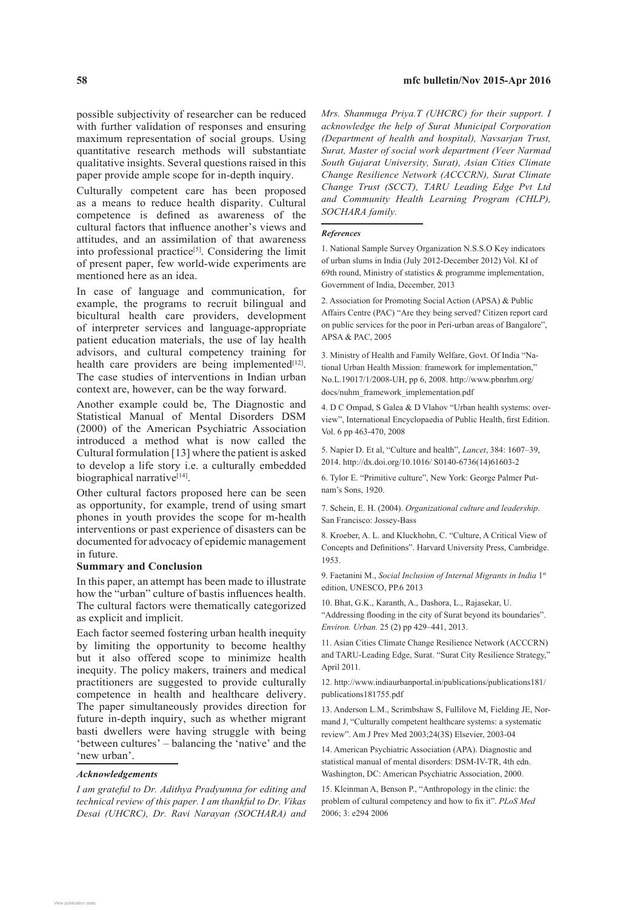possible subjectivity of researcher can be reduced with further validation of responses and ensuring maximum representation of social groups. Using quantitative research methods will substantiate qualitative insights. Several questions raised in this paper provide ample scope for in-depth inquiry.

Culturally competent care has been proposed as a means to reduce health disparity. Cultural competence is defined as awareness of the cultural factors that influence another's views and attitudes, and an assimilation of that awareness into professional practice[5]. Considering the limit of present paper, few world-wide experiments are mentioned here as an idea.

In case of language and communication, for example, the programs to recruit bilingual and bicultural health care providers, development of interpreter services and language-appropriate patient education materials, the use of lay health advisors, and cultural competency training for health care providers are being implemented[12]. The case studies of interventions in Indian urban context are, however, can be the way forward.

Another example could be, The Diagnostic and Statistical Manual of Mental Disorders DSM (2000) of the American Psychiatric Association introduced a method what is now called the Cultural formulation [13] where the patient is asked to develop a life story i.e. a culturally embedded biographical narrative[14].

Other cultural factors proposed here can be seen as opportunity, for example, trend of using smart phones in youth provides the scope for m-health interventions or past experience of disasters can be documented for advocacy of epidemic management in future.

## Summary and Conclusion

In this paper, an attempt has been made to illustrate how the "urban" culture of bastis influences health. The cultural factors were thematically categorized as explicit and implicit.

Each factor seemed fostering urban health inequity by limiting the opportunity to become healthy but it also offered scope to minimize health inequity. The policy makers, trainers and medical practitioners are suggested to provide culturally competence in health and healthcare delivery. The paper simultaneously provides direction for future in-depth inquiry, such as whether migrant basti dwellers were having struggle with being 'between cultures' – balancing the 'native' and the 'new urban'.

### *Acknowledgements*

*I am grateful to Dr. Adithya Pradyumna for editing and technical review of this paper. I am thankful to Dr. Vikas Desai (UHCRC), Dr. Ravi Narayan (SOCHARA) and Mrs. Shanmuga Priya.T (UHCRC) for their support. I acknowledge the help of Surat Municipal Corporation (Department of health and hospital), Navsarjan Trust, Surat, Master of social work department (Veer Narmad South Gujarat University, Surat), Asian Cities Climate Change Resilience Network (ACCCRN), Surat Climate Change Trust (SCCT), TARU Leading Edge Pvt Ltd and Community Health Learning Program (CHLP), SOCHARA family.*

### *References*

1. National Sample Survey Organization N.S.S.O Key indicators of urban slums in India (July 2012-December 2012) Vol. KI of 69th round, Ministry of statistics & programme implementation, Government of India, December, 2013

2. Association for Promoting Social Action (APSA) & Public Affairs Centre (PAC) "Are they being served? Citizen report card on public services for the poor in Peri-urban areas of Bangalore", APSA & PAC, 2005

3. Ministry of Health and Family Welfare, Govt. Of India "National Urban Health Mission: framework for implementation," No.L.19017/1/2008-UH, pp 6, 2008. http://www.pbnrhm.org/docs/nuhm_framework_implementation.pdf

4. D C Ompad, S Galea & D Vlahov "Urban health systems: overview", International Encyclopaedia of Public Health, first Edition. Vol. 6 pp 463-470, 2008

5. Napier D. Et al, "Culture and health", *Lancet*, 384: 1607–39, 2014. http://dx.doi.org/10.1016/ S0140-6736(14)61603-2

6. Tylor E. "Primitive culture", New York: George Palmer Putnam's Sons, 1920.

7. Schein, E. H. (2004). *Organizational culture and leadership*. San Francisco: Jossey-Bass

8. Kroeber, A. L. and Kluckhohn, C. "Culture, A Critical View of Concepts and Definitions". Harvard University Press, Cambridge. 1953.

9. Faetanini M., *Social Inclusion of Internal Migrants in India* 1st edition, UNESCO, PP.6 2013

10. Bhat, G.K., Karanth, A., Dashora, L., Rajasekar, U. "Addressing flooding in the city of Surat beyond its boundaries". *Environ. Urban.* 25 (2) pp 429–441, 2013.

11. Asian Cities Climate Change Resilience Network (ACCCRN) and TARU-Leading Edge, Surat. "Surat City Resilience Strategy," April 2011.

12. http://www.indiaurbanportal.in/publications/publications181/publications181755.pdf

13. Anderson L.M., Scrimbshaw S, Fullilove M, Fielding JE, Normand J, "Culturally competent healthcare systems: a systematic review". Am J Prev Med 2003;24(3S) Elsevier, 2003-04

14. American Psychiatric Association (APA). Diagnostic and statistical manual of mental disorders: DSM-IV-TR, 4th edn. Washington, DC: American Psychiatric Association, 2000.

15. Kleinman A, Benson P., "Anthropology in the clinic: the problem of cultural competency and how to fix it". *PLoS Med* 2006; 3: e294 2006